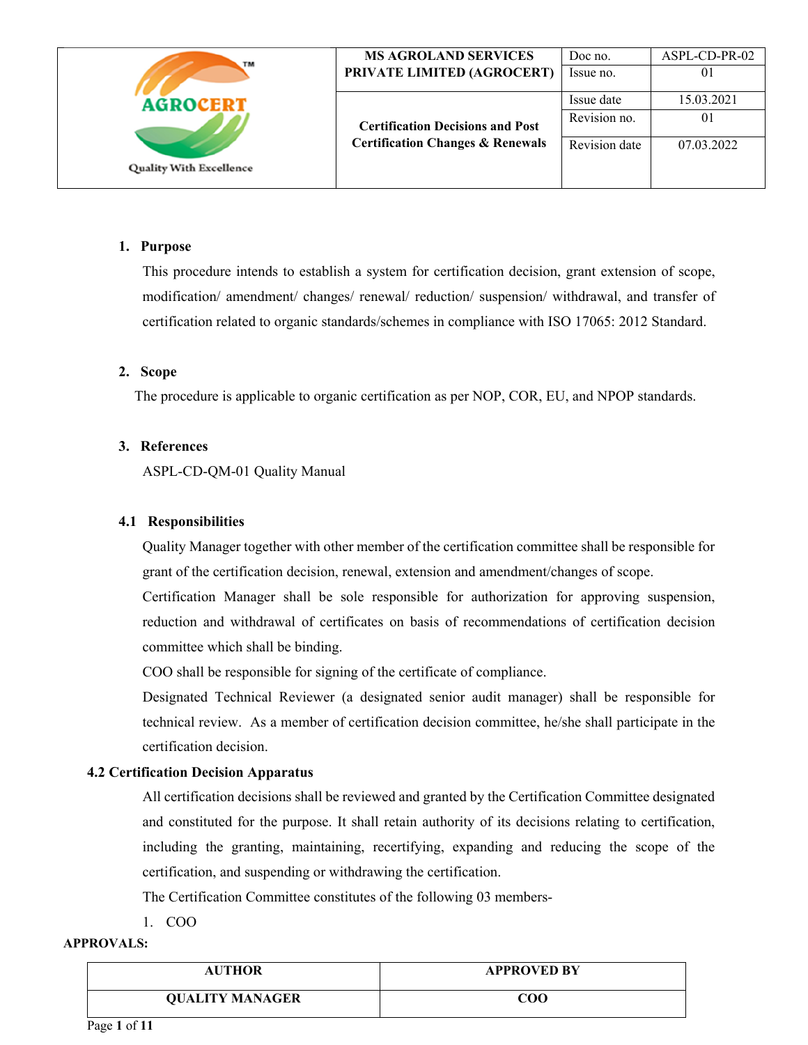| AGROCERT Quality With Excellence | MS AGROLAND SERVICES PRIVATE LIMITED (AGROCERT) | Doc no. | ASPL-CD-PR-02 |
|---|---|---|---|
| | | Issue no. | 01 |
| | Certification Decisions and Post Certification Changes & Renewals | Issue date | 15.03.2021 |
| | | Revision no. | 01 |
| | | Revision date | 07.03.2022 |

## 1. Purpose

This procedure intends to establish a system for certification decision, grant extension of scope, modification/ amendment/ changes/ renewal/ reduction/ suspension/ withdrawal, and transfer of certification related to organic standards/schemes in compliance with ISO 17065: 2012 Standard.

## 2. Scope

The procedure is applicable to organic certification as per NOP, COR, EU, and NPOP standards.

## 3. References

ASPL-CD-QM-01 Quality Manual

### 4.1 Responsibilities

Quality Manager together with other member of the certification committee shall be responsible for grant of the certification decision, renewal, extension and amendment/changes of scope.

Certification Manager shall be sole responsible for authorization for approving suspension, reduction and withdrawal of certificates on basis of recommendations of certification decision committee which shall be binding.

COO shall be responsible for signing of the certificate of compliance.

Designated Technical Reviewer (a designated senior audit manager) shall be responsible for technical review. As a member of certification decision committee, he/she shall participate in the certification decision.

### 4.2 Certification Decision Apparatus

All certification decisions shall be reviewed and granted by the Certification Committee designated and constituted for the purpose. It shall retain authority of its decisions relating to certification, including the granting, maintaining, recertifying, expanding and reducing the scope of the certification, and suspending or withdrawing the certification.

The Certification Committee constitutes of the following 03 members-

1. COO

**APPROVALS:**

| AUTHOR | APPROVED BY |
|---|---|
| QUALITY MANAGER | COO |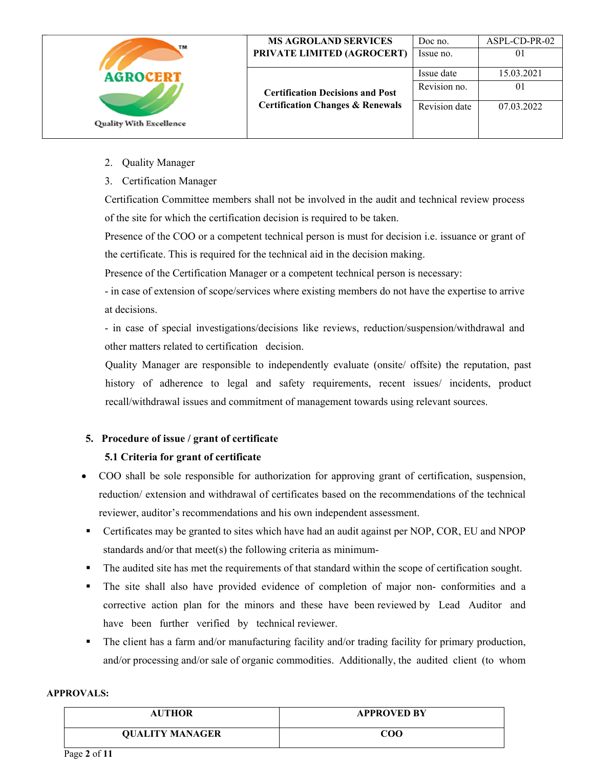2. Quality Manager
3. Certification Manager

Certification Committee members shall not be involved in the audit and technical review process of the site for which the certification decision is required to be taken.

Presence of the COO or a competent technical person is must for decision i.e. issuance or grant of the certificate. This is required for the technical aid in the decision making.

Presence of the Certification Manager or a competent technical person is necessary:

- in case of extension of scope/services where existing members do not have the expertise to arrive at decisions.
- in case of special investigations/decisions like reviews, reduction/suspension/withdrawal and other matters related to certification decision.

Quality Manager are responsible to independently evaluate (onsite/ offsite) the reputation, past history of adherence to legal and safety requirements, recent issues/ incidents, product recall/withdrawal issues and commitment of management towards using relevant sources.

## 5. Procedure of issue / grant of certificate

### 5.1 Criteria for grant of certificate

- COO shall be sole responsible for authorization for approving grant of certification, suspension, reduction/ extension and withdrawal of certificates based on the recommendations of the technical reviewer, auditor's recommendations and his own independent assessment.
  - Certificates may be granted to sites which have had an audit against per NOP, COR, EU and NPOP standards and/or that meet(s) the following criteria as minimum-
  - The audited site has met the requirements of that standard within the scope of certification sought.
  - The site shall also have provided evidence of completion of major non- conformities and a corrective action plan for the minors and these have been reviewed by Lead Auditor and have been further verified by technical reviewer.
  - The client has a farm and/or manufacturing facility and/or trading facility for primary production, and/or processing and/or sale of organic commodities. Additionally, the audited client (to whom

**APPROVALS:**

| AUTHOR | APPROVED BY |
|---|---|
| QUALITY MANAGER | COO |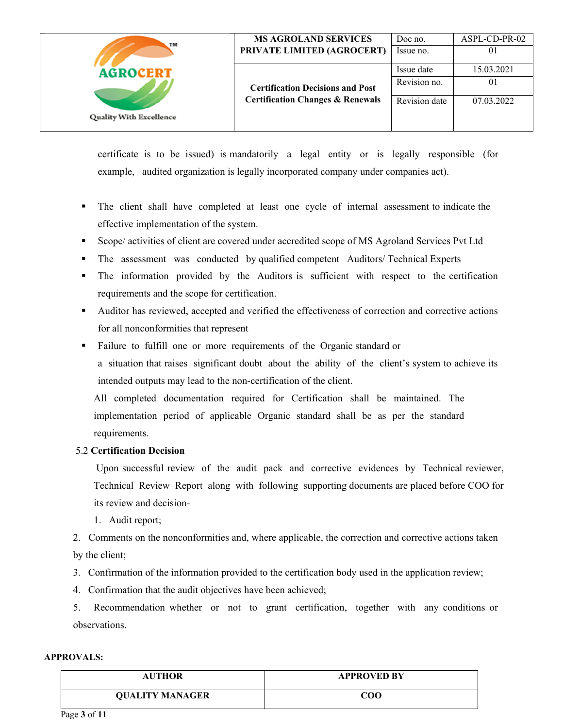certificate is to be issued) is mandatorily a legal entity or is legally responsible (for example, audited organization is legally incorporated company under companies act).

- The client shall have completed at least one cycle of internal assessment to indicate the effective implementation of the system.
- Scope/ activities of client are covered under accredited scope of MS Agroland Services Pvt Ltd
- The assessment was conducted by qualified competent Auditors/ Technical Experts
- The information provided by the Auditors is sufficient with respect to the certification requirements and the scope for certification.
- Auditor has reviewed, accepted and verified the effectiveness of correction and corrective actions for all nonconformities that represent
- Failure to fulfill one or more requirements of the Organic standard or a situation that raises significant doubt about the ability of the client's system to achieve its intended outputs may lead to the non-certification of the client.

All completed documentation required for Certification shall be maintained. The implementation period of applicable Organic standard shall be as per the standard requirements.

5.2 **Certification Decision**

Upon successful review of the audit pack and corrective evidences by Technical reviewer, Technical Review Report along with following supporting documents are placed before COO for its review and decision-

1. Audit report;
2. Comments on the nonconformities and, where applicable, the correction and corrective actions taken by the client;
3. Confirmation of the information provided to the certification body used in the application review;
4. Confirmation that the audit objectives have been achieved;
5. Recommendation whether or not to grant certification, together with any conditions or observations.

**APPROVALS:**

| AUTHOR | APPROVED BY |
|---|---|
| QUALITY MANAGER | COO |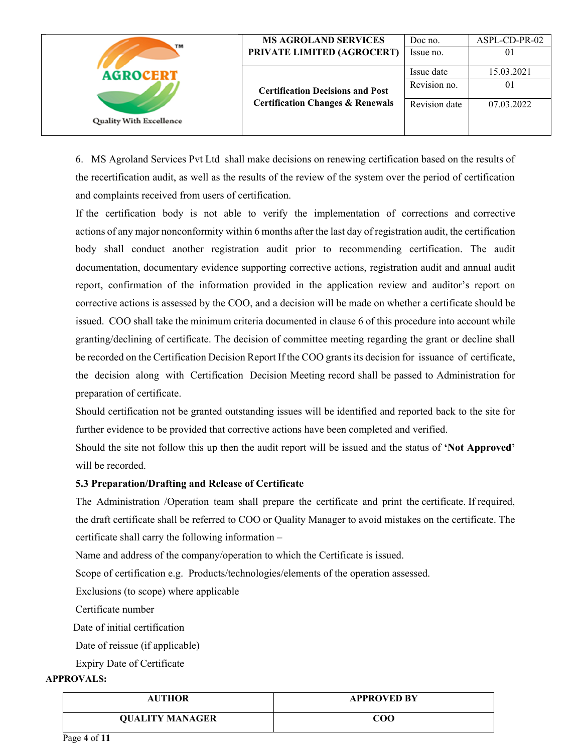6. MS Agroland Services Pvt Ltd shall make decisions on renewing certification based on the results of the recertification audit, as well as the results of the review of the system over the period of certification and complaints received from users of certification.

If the certification body is not able to verify the implementation of corrections and corrective actions of any major nonconformity within 6 months after the last day of registration audit, the certification body shall conduct another registration audit prior to recommending certification. The audit documentation, documentary evidence supporting corrective actions, registration audit and annual audit report, confirmation of the information provided in the application review and auditor's report on corrective actions is assessed by the COO, and a decision will be made on whether a certificate should be issued. COO shall take the minimum criteria documented in clause 6 of this procedure into account while granting/declining of certificate. The decision of committee meeting regarding the grant or decline shall be recorded on the Certification Decision Report If the COO grants its decision for issuance of certificate, the decision along with Certification Decision Meeting record shall be passed to Administration for preparation of certificate.

Should certification not be granted outstanding issues will be identified and reported back to the site for further evidence to be provided that corrective actions have been completed and verified.

Should the site not follow this up then the audit report will be issued and the status of **'Not Approved'** will be recorded.

**5.3 Preparation/Drafting and Release of Certificate**

The Administration /Operation team shall prepare the certificate and print the certificate. If required, the draft certificate shall be referred to COO or Quality Manager to avoid mistakes on the certificate. The certificate shall carry the following information –

Name and address of the company/operation to which the Certificate is issued.

Scope of certification e.g. Products/technologies/elements of the operation assessed.

Exclusions (to scope) where applicable

Certificate number

Date of initial certification

Date of reissue (if applicable)

Expiry Date of Certificate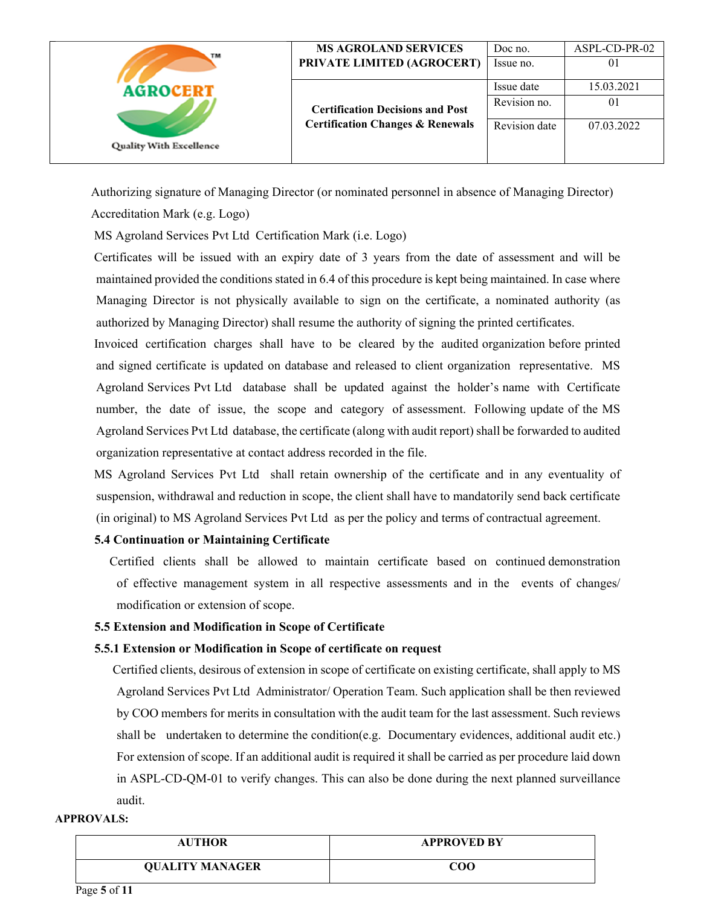Authorizing signature of Managing Director (or nominated personnel in absence of Managing Director)

Accreditation Mark (e.g. Logo)

MS Agroland Services Pvt Ltd Certification Mark (i.e. Logo)

Certificates will be issued with an expiry date of 3 years from the date of assessment and will be maintained provided the conditions stated in 6.4 of this procedure is kept being maintained. In case where Managing Director is not physically available to sign on the certificate, a nominated authority (as authorized by Managing Director) shall resume the authority of signing the printed certificates.

Invoiced certification charges shall have to be cleared by the audited organization before printed and signed certificate is updated on database and released to client organization representative. MS Agroland Services Pvt Ltd database shall be updated against the holder's name with Certificate number, the date of issue, the scope and category of assessment. Following update of the MS Agroland Services Pvt Ltd database, the certificate (along with audit report) shall be forwarded to audited organization representative at contact address recorded in the file.

MS Agroland Services Pvt Ltd shall retain ownership of the certificate and in any eventuality of suspension, withdrawal and reduction in scope, the client shall have to mandatorily send back certificate (in original) to MS Agroland Services Pvt Ltd as per the policy and terms of contractual agreement.

**5.4 Continuation or Maintaining Certificate**

Certified clients shall be allowed to maintain certificate based on continued demonstration of effective management system in all respective assessments and in the events of changes/ modification or extension of scope.

**5.5 Extension and Modification in Scope of Certificate**

**5.5.1 Extension or Modification in Scope of certificate on request**

Certified clients, desirous of extension in scope of certificate on existing certificate, shall apply to MS Agroland Services Pvt Ltd Administrator/ Operation Team. Such application shall be then reviewed by COO members for merits in consultation with the audit team for the last assessment. Such reviews shall be undertaken to determine the condition(e.g. Documentary evidences, additional audit etc.) For extension of scope. If an additional audit is required it shall be carried as per procedure laid down in ASPL-CD-QM-01 to verify changes. This can also be done during the next planned surveillance audit.

**APPROVALS:**

| AUTHOR | APPROVED BY |
|---|---|
| QUALITY MANAGER | COO |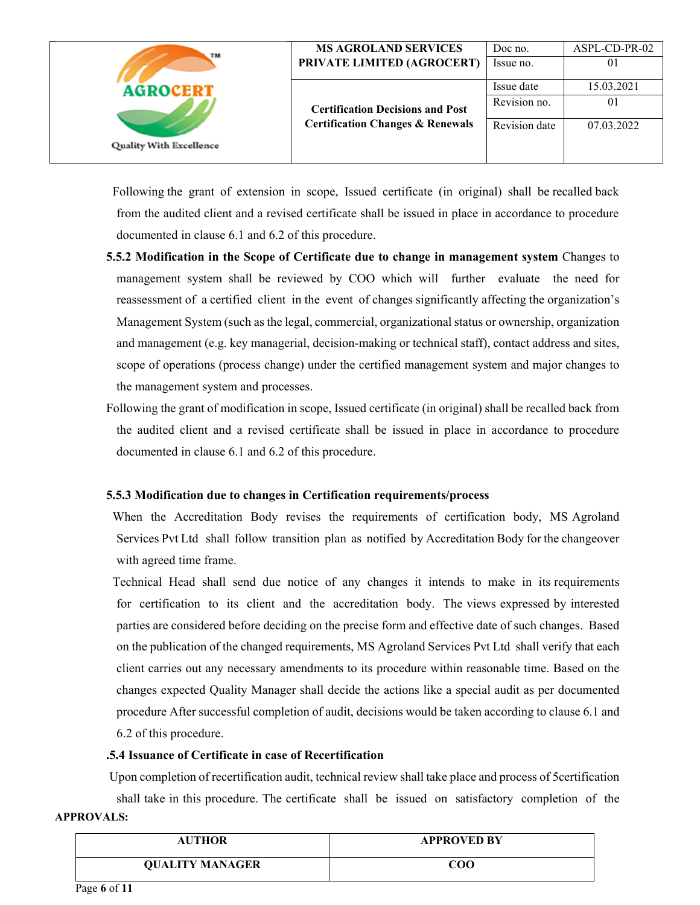Following the grant of extension in scope, Issued certificate (in original) shall be recalled back from the audited client and a revised certificate shall be issued in place in accordance to procedure documented in clause 6.1 and 6.2 of this procedure.

**5.5.2 Modification in the Scope of Certificate due to change in management system** Changes to management system shall be reviewed by COO which will further evaluate the need for reassessment of a certified client in the event of changes significantly affecting the organization's Management System (such as the legal, commercial, organizational status or ownership, organization and management (e.g. key managerial, decision-making or technical staff), contact address and sites, scope of operations (process change) under the certified management system and major changes to the management system and processes.

Following the grant of modification in scope, Issued certificate (in original) shall be recalled back from the audited client and a revised certificate shall be issued in place in accordance to procedure documented in clause 6.1 and 6.2 of this procedure.

**5.5.3 Modification due to changes in Certification requirements/process**

When the Accreditation Body revises the requirements of certification body, MS Agroland Services Pvt Ltd shall follow transition plan as notified by Accreditation Body for the changeover with agreed time frame.

Technical Head shall send due notice of any changes it intends to make in its requirements for certification to its client and the accreditation body. The views expressed by interested parties are considered before deciding on the precise form and effective date of such changes. Based on the publication of the changed requirements, MS Agroland Services Pvt Ltd shall verify that each client carries out any necessary amendments to its procedure within reasonable time. Based on the changes expected Quality Manager shall decide the actions like a special audit as per documented procedure After successful completion of audit, decisions would be taken according to clause 6.1 and 6.2 of this procedure.

**.5.4 Issuance of Certificate in case of Recertification**

Upon completion of recertification audit, technical review shall take place and process of 5certification shall take in this procedure. The certificate shall be issued on satisfactory completion of the

**APPROVALS:**

| AUTHOR | APPROVED BY |
|---|---|
| QUALITY MANAGER | COO |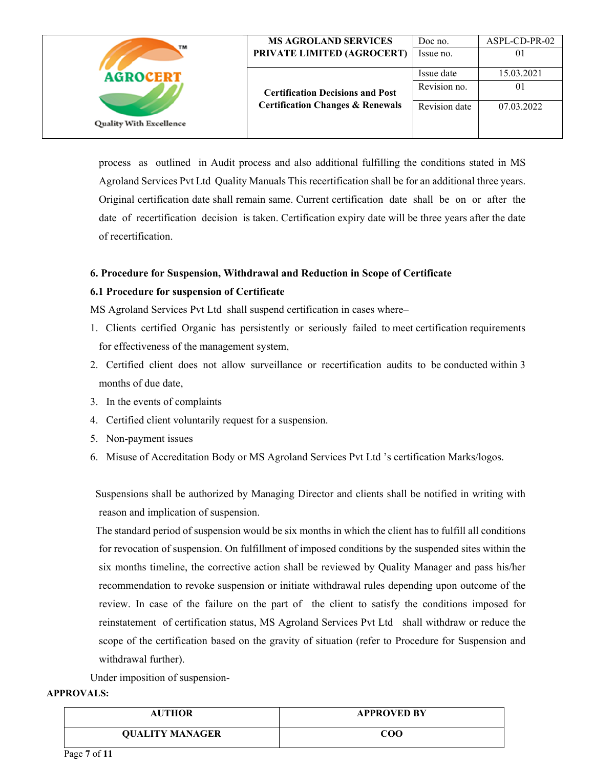process as outlined in Audit process and also additional fulfilling the conditions stated in MS Agroland Services Pvt Ltd Quality Manuals This recertification shall be for an additional three years. Original certification date shall remain same. Current certification date shall be on or after the date of recertification decision is taken. Certification expiry date will be three years after the date of recertification.

**6. Procedure for Suspension, Withdrawal and Reduction in Scope of Certificate**

**6.1 Procedure for suspension of Certificate**

MS Agroland Services Pvt Ltd shall suspend certification in cases where–

1. Clients certified Organic has persistently or seriously failed to meet certification requirements for effectiveness of the management system,
2. Certified client does not allow surveillance or recertification audits to be conducted within 3 months of due date,
3. In the events of complaints
4. Certified client voluntarily request for a suspension.
5. Non-payment issues
6. Misuse of Accreditation Body or MS Agroland Services Pvt Ltd 's certification Marks/logos.

Suspensions shall be authorized by Managing Director and clients shall be notified in writing with reason and implication of suspension.

The standard period of suspension would be six months in which the client has to fulfill all conditions for revocation of suspension. On fulfillment of imposed conditions by the suspended sites within the six months timeline, the corrective action shall be reviewed by Quality Manager and pass his/her recommendation to revoke suspension or initiate withdrawal rules depending upon outcome of the review. In case of the failure on the part of the client to satisfy the conditions imposed for reinstatement of certification status, MS Agroland Services Pvt Ltd shall withdraw or reduce the scope of the certification based on the gravity of situation (refer to Procedure for Suspension and withdrawal further).

Under imposition of suspension-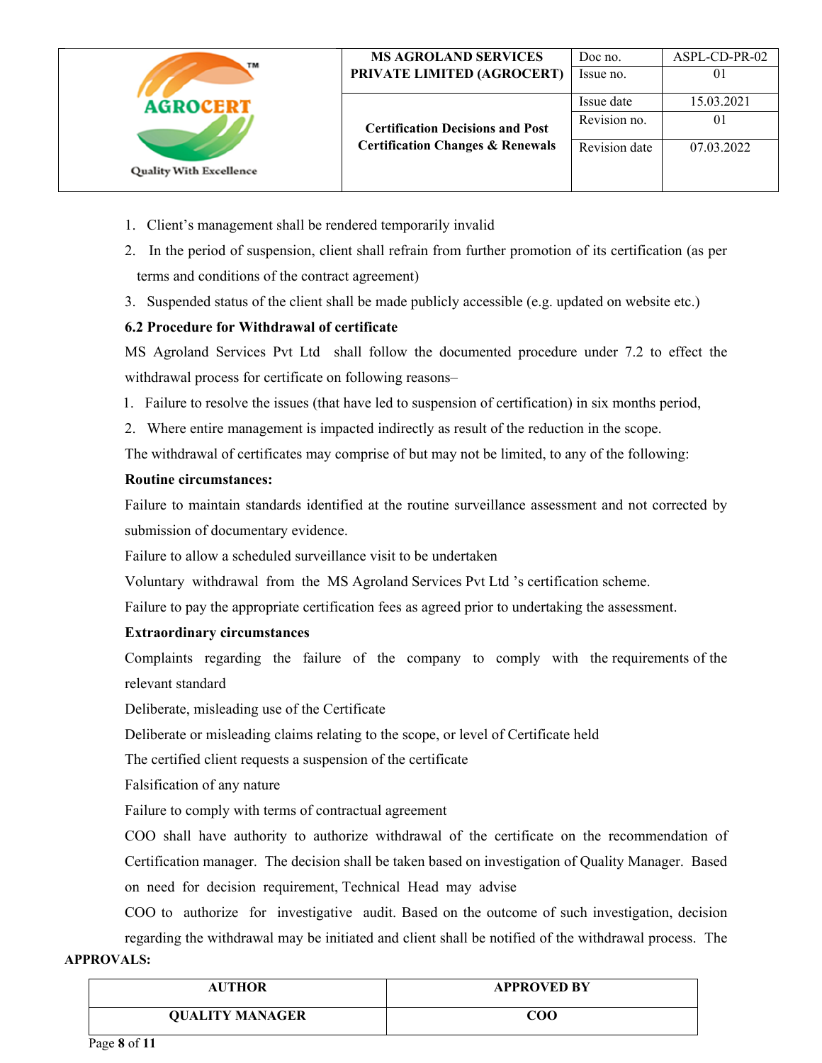1. Client's management shall be rendered temporarily invalid
2. In the period of suspension, client shall refrain from further promotion of its certification (as per terms and conditions of the contract agreement)
3. Suspended status of the client shall be made publicly accessible (e.g. updated on website etc.)

**6.2 Procedure for Withdrawal of certificate**

MS Agroland Services Pvt Ltd shall follow the documented procedure under 7.2 to effect the withdrawal process for certificate on following reasons–

1. Failure to resolve the issues (that have led to suspension of certification) in six months period,
2. Where entire management is impacted indirectly as result of the reduction in the scope.

The withdrawal of certificates may comprise of but may not be limited, to any of the following:

**Routine circumstances:**

Failure to maintain standards identified at the routine surveillance assessment and not corrected by submission of documentary evidence.

Failure to allow a scheduled surveillance visit to be undertaken

Voluntary withdrawal from the MS Agroland Services Pvt Ltd 's certification scheme.

Failure to pay the appropriate certification fees as agreed prior to undertaking the assessment.

**Extraordinary circumstances**

Complaints regarding the failure of the company to comply with the requirements of the relevant standard

Deliberate, misleading use of the Certificate

Deliberate or misleading claims relating to the scope, or level of Certificate held

The certified client requests a suspension of the certificate

Falsification of any nature

Failure to comply with terms of contractual agreement

COO shall have authority to authorize withdrawal of the certificate on the recommendation of Certification manager. The decision shall be taken based on investigation of Quality Manager. Based on need for decision requirement, Technical Head may advise COO to authorize for investigative audit. Based on the outcome of such investigation, decision regarding the withdrawal may be initiated and client shall be notified of the withdrawal process. The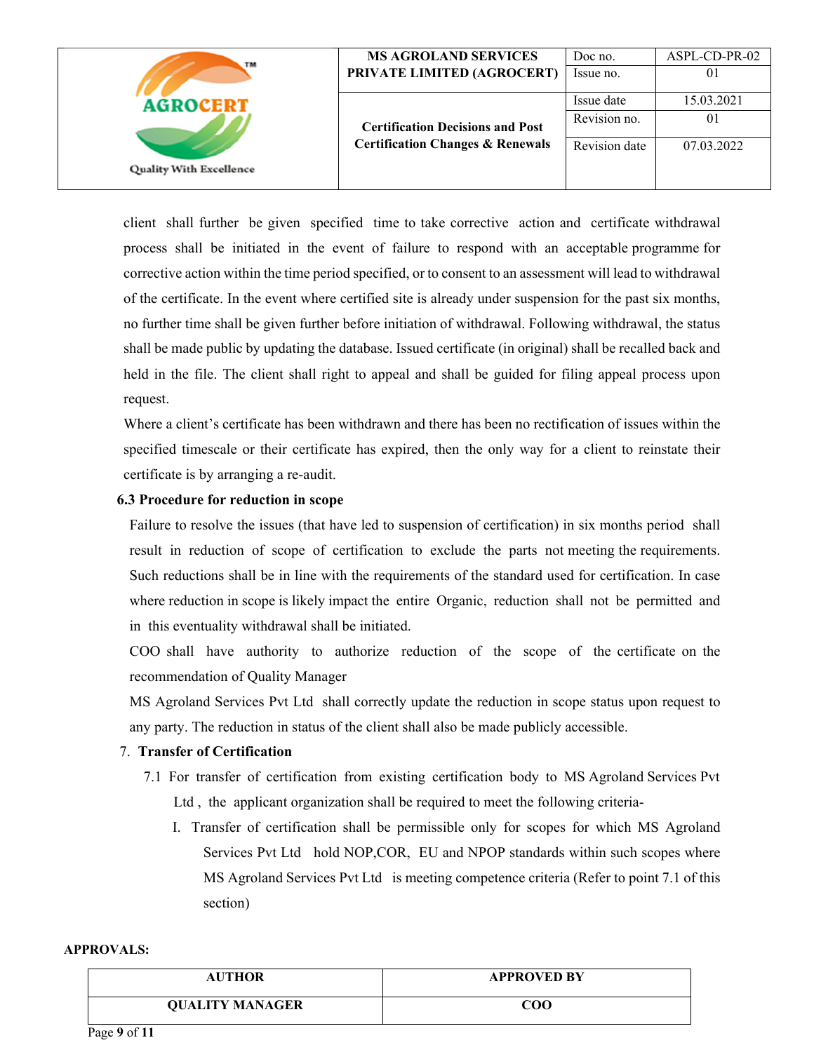client shall further be given specified time to take corrective action and certificate withdrawal process shall be initiated in the event of failure to respond with an acceptable programme for corrective action within the time period specified, or to consent to an assessment will lead to withdrawal of the certificate. In the event where certified site is already under suspension for the past six months, no further time shall be given further before initiation of withdrawal. Following withdrawal, the status shall be made public by updating the database. Issued certificate (in original) shall be recalled back and held in the file. The client shall right to appeal and shall be guided for filing appeal process upon request.

Where a client's certificate has been withdrawn and there has been no rectification of issues within the specified timescale or their certificate has expired, then the only way for a client to reinstate their certificate is by arranging a re-audit.

### 6.3 Procedure for reduction in scope

Failure to resolve the issues (that have led to suspension of certification) in six months period shall result in reduction of scope of certification to exclude the parts not meeting the requirements. Such reductions shall be in line with the requirements of the standard used for certification. In case where reduction in scope is likely impact the entire Organic, reduction shall not be permitted and in this eventuality withdrawal shall be initiated.

COO shall have authority to authorize reduction of the scope of the certificate on the recommendation of Quality Manager

MS Agroland Services Pvt Ltd shall correctly update the reduction in scope status upon request to any party. The reduction in status of the client shall also be made publicly accessible.

## 7. Transfer of Certification

7.1 For transfer of certification from existing certification body to MS Agroland Services Pvt Ltd , the applicant organization shall be required to meet the following criteria-

I. Transfer of certification shall be permissible only for scopes for which MS Agroland Services Pvt Ltd hold NOP,COR, EU and NPOP standards within such scopes where MS Agroland Services Pvt Ltd is meeting competence criteria (Refer to point 7.1 of this section)

**APPROVALS:**

| AUTHOR | APPROVED BY |
|---|---|
| QUALITY MANAGER | COO |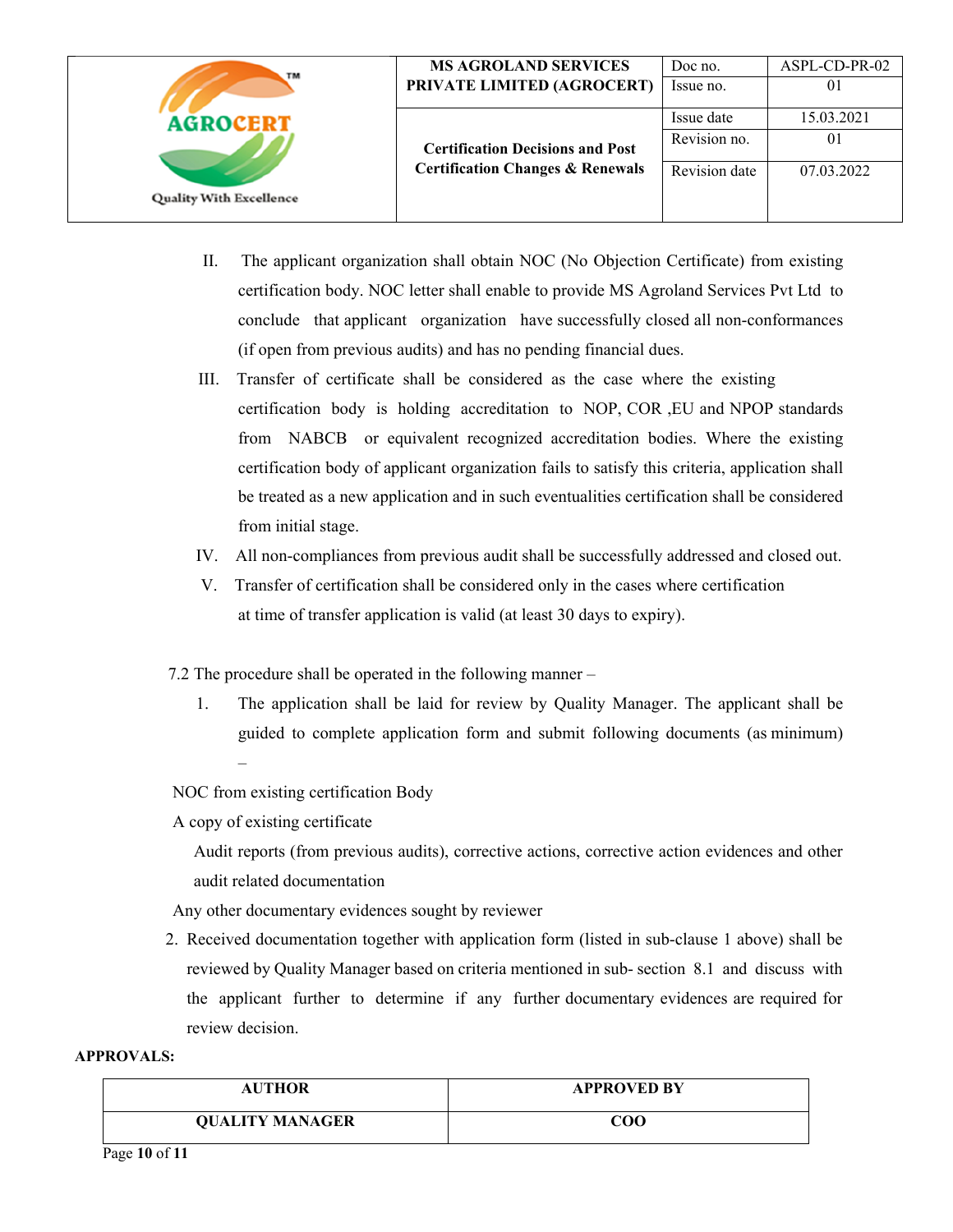II. The applicant organization shall obtain NOC (No Objection Certificate) from existing certification body. NOC letter shall enable to provide MS Agroland Services Pvt Ltd to conclude that applicant organization have successfully closed all non-conformances (if open from previous audits) and has no pending financial dues.

III. Transfer of certificate shall be considered as the case where the existing certification body is holding accreditation to NOP, COR ,EU and NPOP standards from NABCB or equivalent recognized accreditation bodies. Where the existing certification body of applicant organization fails to satisfy this criteria, application shall be treated as a new application and in such eventualities certification shall be considered from initial stage.

IV. All non-compliances from previous audit shall be successfully addressed and closed out.

V. Transfer of certification shall be considered only in the cases where certification at time of transfer application is valid (at least 30 days to expiry).

7.2 The procedure shall be operated in the following manner –

1. The application shall be laid for review by Quality Manager. The applicant shall be guided to complete application form and submit following documents (as minimum) –

NOC from existing certification Body

A copy of existing certificate

Audit reports (from previous audits), corrective actions, corrective action evidences and other audit related documentation

Any other documentary evidences sought by reviewer

2. Received documentation together with application form (listed in sub-clause 1 above) shall be reviewed by Quality Manager based on criteria mentioned in sub- section 8.1 and discuss with the applicant further to determine if any further documentary evidences are required for review decision.

**APPROVALS:**

| AUTHOR | APPROVED BY |
|---|---|
| QUALITY MANAGER | COO |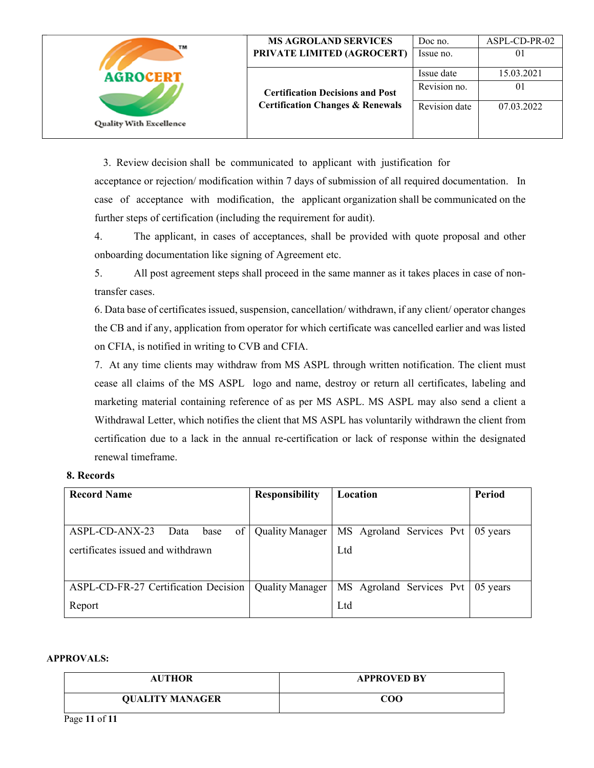3. Review decision shall be communicated to applicant with justification for acceptance or rejection/ modification within 7 days of submission of all required documentation. In case of acceptance with modification, the applicant organization shall be communicated on the further steps of certification (including the requirement for audit).

4. The applicant, in cases of acceptances, shall be provided with quote proposal and other onboarding documentation like signing of Agreement etc.

5. All post agreement steps shall proceed in the same manner as it takes places in case of non-transfer cases.

6. Data base of certificates issued, suspension, cancellation/ withdrawn, if any client/ operator changes the CB and if any, application from operator for which certificate was cancelled earlier and was listed on CFIA, is notified in writing to CVB and CFIA.

7. At any time clients may withdraw from MS ASPL through written notification. The client must cease all claims of the MS ASPL logo and name, destroy or return all certificates, labeling and marketing material containing reference of as per MS ASPL. MS ASPL may also send a client a Withdrawal Letter, which notifies the client that MS ASPL has voluntarily withdrawn the client from certification due to a lack in the annual re-certification or lack of response within the designated renewal timeframe.

## 8. Records

| Record Name | Responsibility | Location | Period |
|---|---|---|---|
| ASPL-CD-ANX-23 Data base of certificates issued and withdrawn | Quality Manager | MS Agroland Services Pvt Ltd | 05 years |
| ASPL-CD-FR-27 Certification Decision Report | Quality Manager | MS Agroland Services Pvt Ltd | 05 years |

**APPROVALS:**

| AUTHOR | APPROVED BY |
|---|---|
| QUALITY MANAGER | COO |